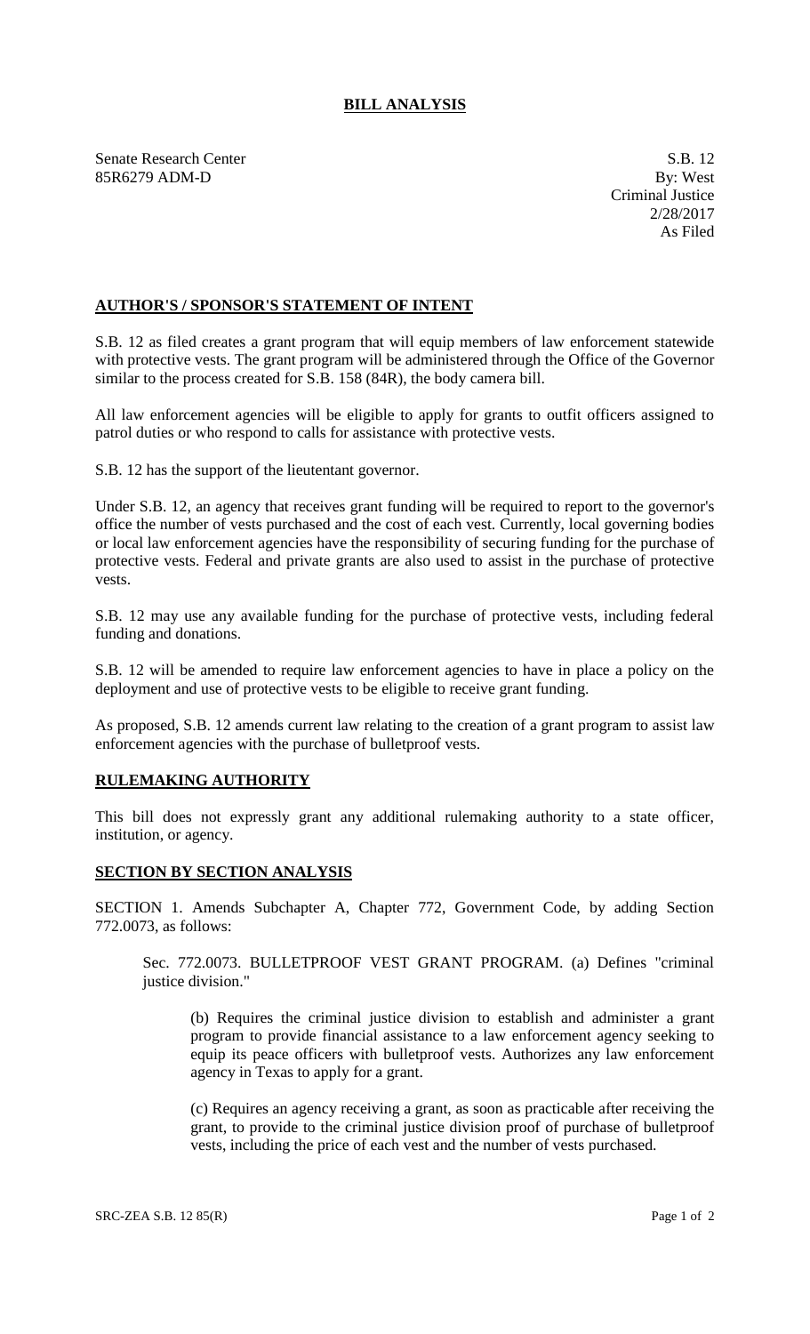# BILL ANALYSIS

Senate Research Center
85R6279 ADM-D

S.B. 12
By: West
Criminal Justice
2/28/2017
As Filed

## AUTHOR'S / SPONSOR'S STATEMENT OF INTENT

S.B. 12 as filed creates a grant program that will equip members of law enforcement statewide with protective vests. The grant program will be administered through the Office of the Governor similar to the process created for S.B. 158 (84R), the body camera bill.

All law enforcement agencies will be eligible to apply for grants to outfit officers assigned to patrol duties or who respond to calls for assistance with protective vests.

S.B. 12 has the support of the lieutenant governor.

Under S.B. 12, an agency that receives grant funding will be required to report to the governor's office the number of vests purchased and the cost of each vest. Currently, local governing bodies or local law enforcement agencies have the responsibility of securing funding for the purchase of protective vests. Federal and private grants are also used to assist in the purchase of protective vests.

S.B. 12 may use any available funding for the purchase of protective vests, including federal funding and donations.

S.B. 12 will be amended to require law enforcement agencies to have in place a policy on the deployment and use of protective vests to be eligible to receive grant funding.

As proposed, S.B. 12 amends current law relating to the creation of a grant program to assist law enforcement agencies with the purchase of bulletproof vests.

## RULEMAKING AUTHORITY

This bill does not expressly grant any additional rulemaking authority to a state officer, institution, or agency.

## SECTION BY SECTION ANALYSIS

SECTION 1. Amends Subchapter A, Chapter 772, Government Code, by adding Section 772.0073, as follows:

Sec. 772.0073. BULLETPROOF VEST GRANT PROGRAM. (a) Defines "criminal justice division."

(b) Requires the criminal justice division to establish and administer a grant program to provide financial assistance to a law enforcement agency seeking to equip its peace officers with bulletproof vests. Authorizes any law enforcement agency in Texas to apply for a grant.

(c) Requires an agency receiving a grant, as soon as practicable after receiving the grant, to provide to the criminal justice division proof of purchase of bulletproof vests, including the price of each vest and the number of vests purchased.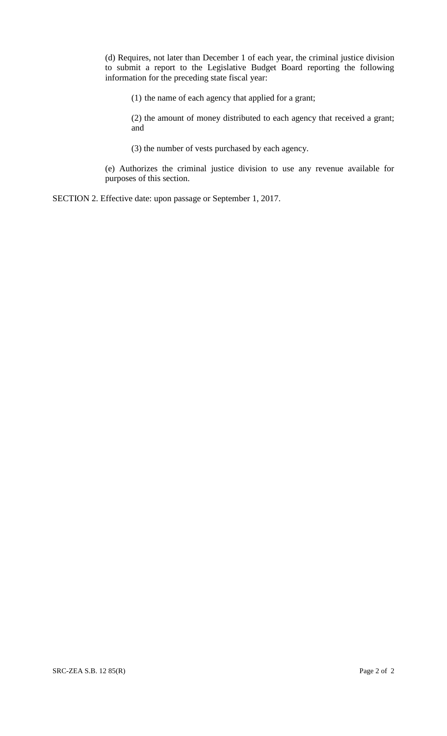(d) Requires, not later than December 1 of each year, the criminal justice division to submit a report to the Legislative Budget Board reporting the following information for the preceding state fiscal year:

(1) the name of each agency that applied for a grant;

(2) the amount of money distributed to each agency that received a grant; and

(3) the number of vests purchased by each agency.

(e) Authorizes the criminal justice division to use any revenue available for purposes of this section.

SECTION 2. Effective date: upon passage or September 1, 2017.